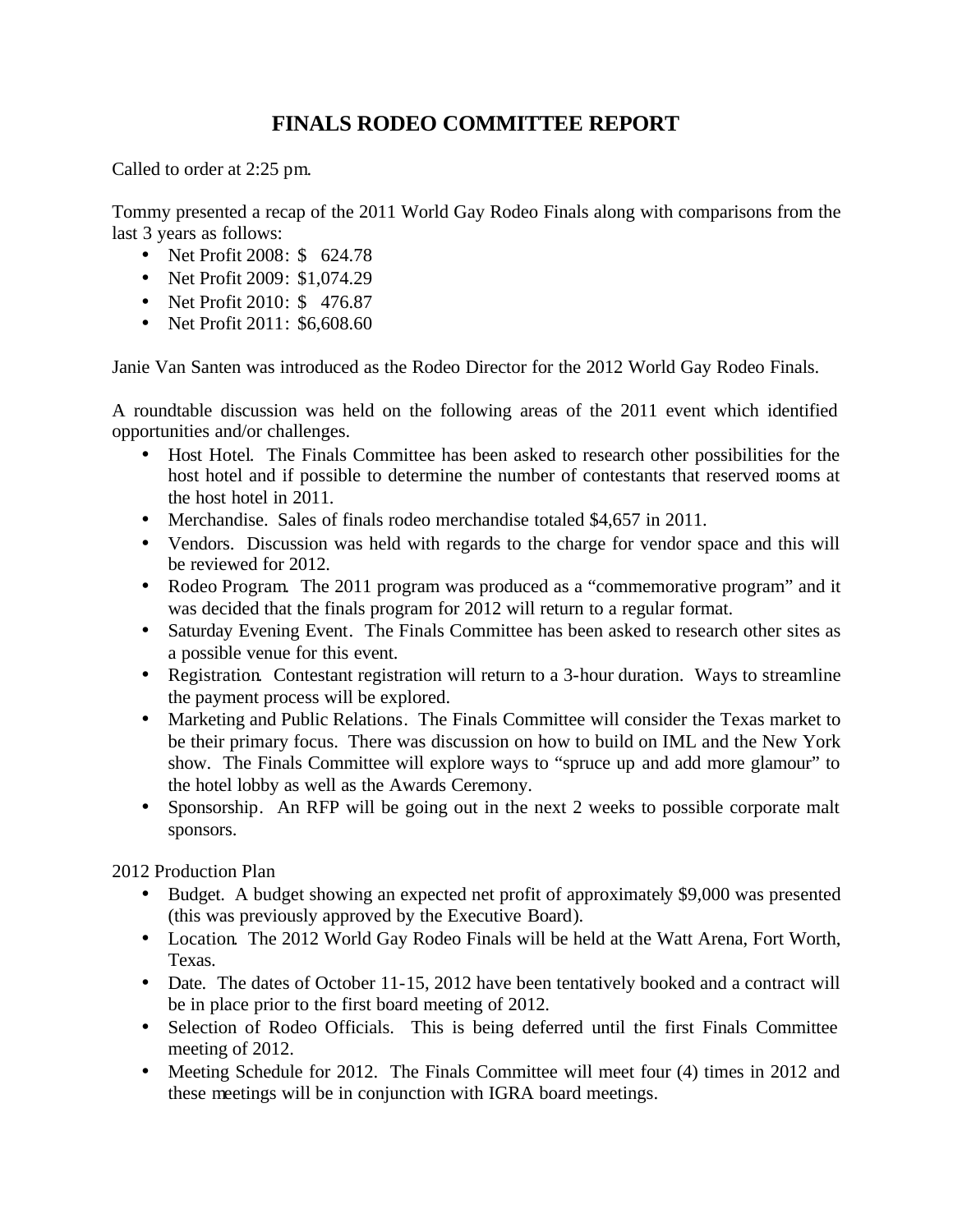# FINALS RODEO COMMITTEE REPORT

Called to order at 2:25 pm.

Tommy presented a recap of the 2011 World Gay Rodeo Finals along with comparisons from the last 3 years as follows:

- Net Profit 2008: $ 624.78
- Net Profit 2009: $1,074.29
- Net Profit 2010: $ 476.87
- Net Profit 2011: $6,608.60

Janie Van Santen was introduced as the Rodeo Director for the 2012 World Gay Rodeo Finals.

A roundtable discussion was held on the following areas of the 2011 event which identified opportunities and/or challenges.

- Host Hotel. The Finals Committee has been asked to research other possibilities for the host hotel and if possible to determine the number of contestants that reserved rooms at the host hotel in 2011.
- Merchandise. Sales of finals rodeo merchandise totaled $4,657 in 2011.
- Vendors. Discussion was held with regards to the charge for vendor space and this will be reviewed for 2012.
- Rodeo Program. The 2011 program was produced as a "commemorative program" and it was decided that the finals program for 2012 will return to a regular format.
- Saturday Evening Event. The Finals Committee has been asked to research other sites as a possible venue for this event.
- Registration. Contestant registration will return to a 3-hour duration. Ways to streamline the payment process will be explored.
- Marketing and Public Relations. The Finals Committee will consider the Texas market to be their primary focus. There was discussion on how to build on IML and the New York show. The Finals Committee will explore ways to "spruce up and add more glamour" to the hotel lobby as well as the Awards Ceremony.
- Sponsorship. An RFP will be going out in the next 2 weeks to possible corporate malt sponsors.

2012 Production Plan

- Budget. A budget showing an expected net profit of approximately $9,000 was presented (this was previously approved by the Executive Board).
- Location. The 2012 World Gay Rodeo Finals will be held at the Watt Arena, Fort Worth, Texas.
- Date. The dates of October 11-15, 2012 have been tentatively booked and a contract will be in place prior to the first board meeting of 2012.
- Selection of Rodeo Officials. This is being deferred until the first Finals Committee meeting of 2012.
- Meeting Schedule for 2012. The Finals Committee will meet four (4) times in 2012 and these meetings will be in conjunction with IGRA board meetings.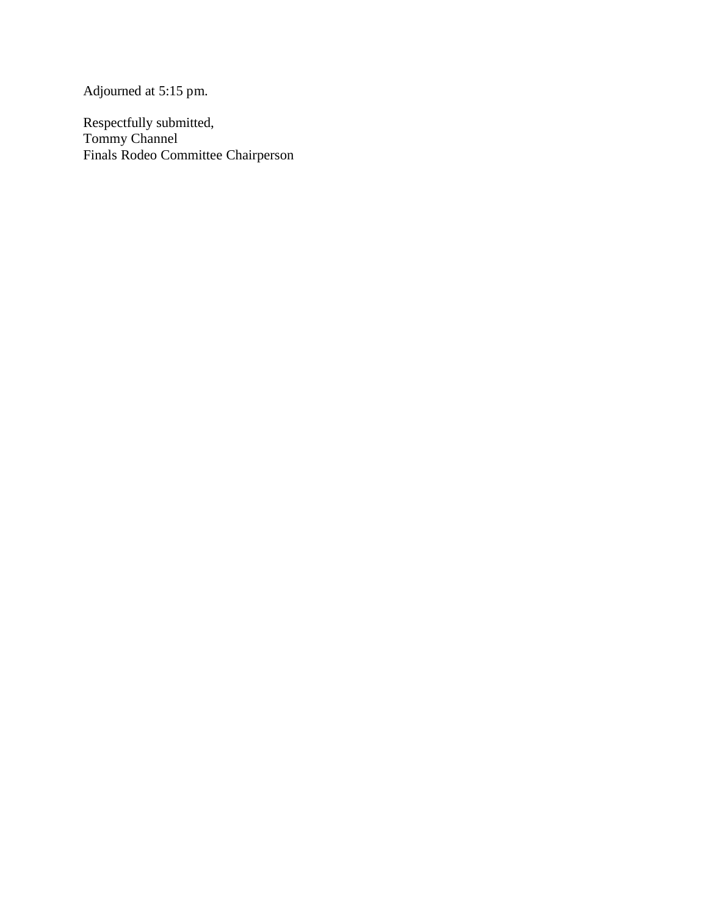Adjourned at 5:15 pm.

Respectfully submitted,
Tommy Channel
Finals Rodeo Committee Chairperson